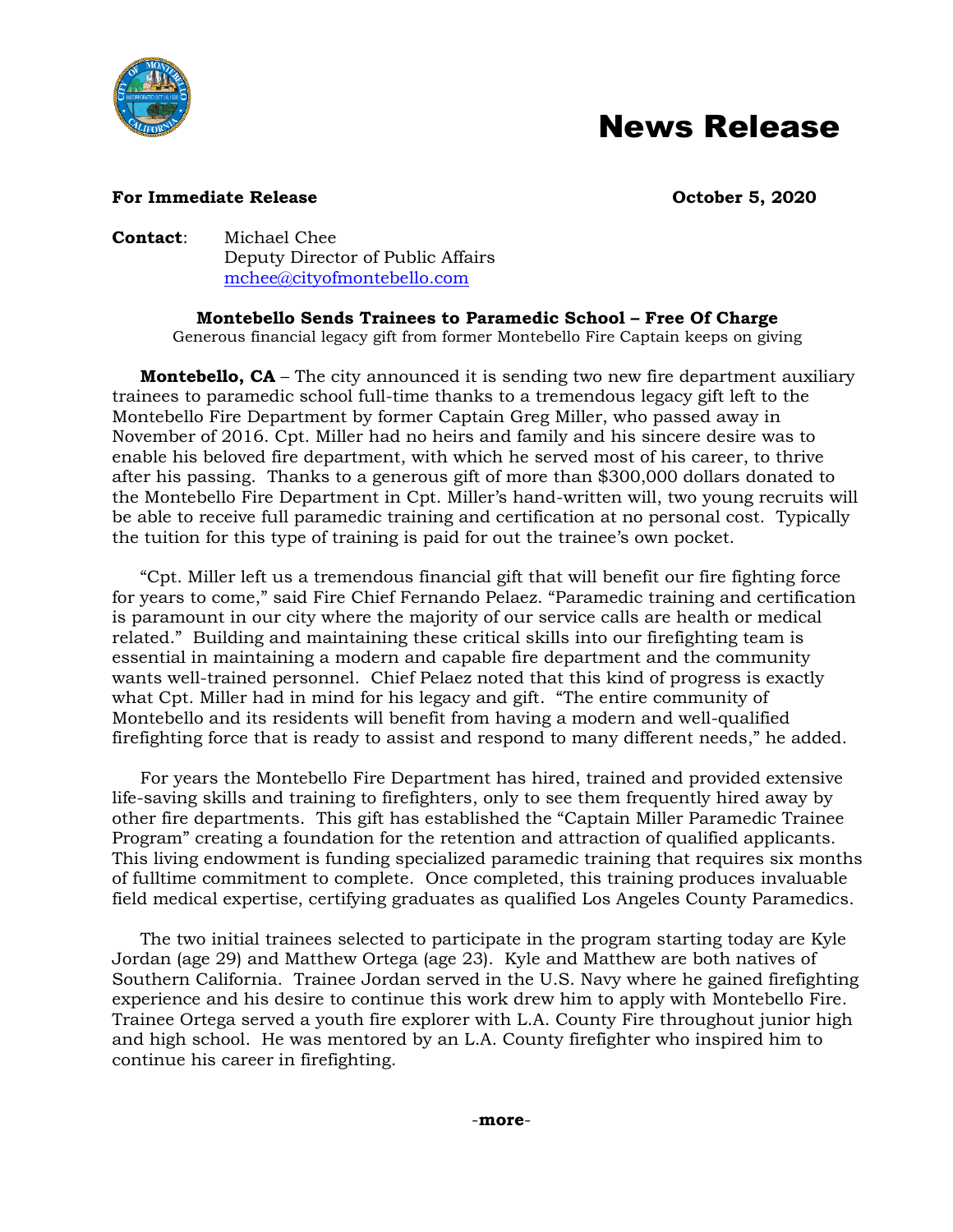# News Release

**For Immediate Release** **October 5, 2020**

**Contact**: Michael Chee
Deputy Director of Public Affairs
mchee@cityofmontebello.com

**Montebello Sends Trainees to Paramedic School – Free Of Charge**

Generous financial legacy gift from former Montebello Fire Captain keeps on giving

**Montebello, CA** – The city announced it is sending two new fire department auxiliary trainees to paramedic school full-time thanks to a tremendous legacy gift left to the Montebello Fire Department by former Captain Greg Miller, who passed away in November of 2016. Cpt. Miller had no heirs and family and his sincere desire was to enable his beloved fire department, with which he served most of his career, to thrive after his passing. Thanks to a generous gift of more than $300,000 dollars donated to the Montebello Fire Department in Cpt. Miller's hand-written will, two young recruits will be able to receive full paramedic training and certification at no personal cost. Typically the tuition for this type of training is paid for out the trainee's own pocket.

"Cpt. Miller left us a tremendous financial gift that will benefit our fire fighting force for years to come," said Fire Chief Fernando Pelaez. "Paramedic training and certification is paramount in our city where the majority of our service calls are health or medical related." Building and maintaining these critical skills into our firefighting team is essential in maintaining a modern and capable fire department and the community wants well-trained personnel. Chief Pelaez noted that this kind of progress is exactly what Cpt. Miller had in mind for his legacy and gift. "The entire community of Montebello and its residents will benefit from having a modern and well-qualified firefighting force that is ready to assist and respond to many different needs," he added.

For years the Montebello Fire Department has hired, trained and provided extensive life-saving skills and training to firefighters, only to see them frequently hired away by other fire departments. This gift has established the "Captain Miller Paramedic Trainee Program" creating a foundation for the retention and attraction of qualified applicants. This living endowment is funding specialized paramedic training that requires six months of fulltime commitment to complete. Once completed, this training produces invaluable field medical expertise, certifying graduates as qualified Los Angeles County Paramedics.

The two initial trainees selected to participate in the program starting today are Kyle Jordan (age 29) and Matthew Ortega (age 23). Kyle and Matthew are both natives of Southern California. Trainee Jordan served in the U.S. Navy where he gained firefighting experience and his desire to continue this work drew him to apply with Montebello Fire. Trainee Ortega served a youth fire explorer with L.A. County Fire throughout junior high and high school. He was mentored by an L.A. County firefighter who inspired him to continue his career in firefighting.

-**more**-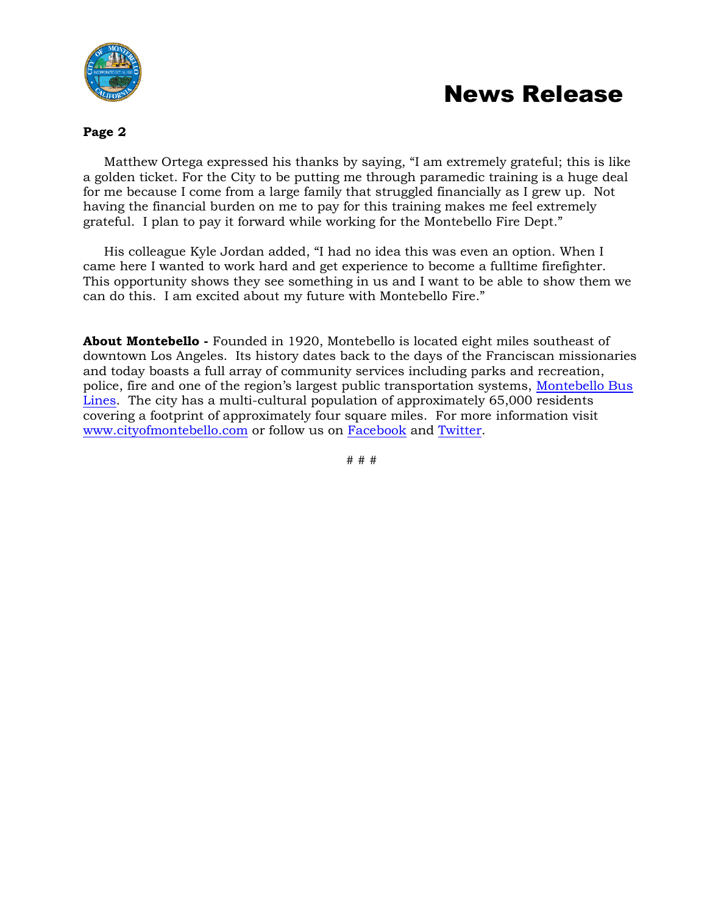Matthew Ortega expressed his thanks by saying, "I am extremely grateful; this is like a golden ticket. For the City to be putting me through paramedic training is a huge deal for me because I come from a large family that struggled financially as I grew up. Not having the financial burden on me to pay for this training makes me feel extremely grateful. I plan to pay it forward while working for the Montebello Fire Dept."

His colleague Kyle Jordan added, "I had no idea this was even an option. When I came here I wanted to work hard and get experience to become a fulltime firefighter. This opportunity shows they see something in us and I want to be able to show them we can do this. I am excited about my future with Montebello Fire."

**About Montebello -** Founded in 1920, Montebello is located eight miles southeast of downtown Los Angeles. Its history dates back to the days of the Franciscan missionaries and today boasts a full array of community services including parks and recreation, police, fire and one of the region's largest public transportation systems, Montebello Bus Lines. The city has a multi-cultural population of approximately 65,000 residents covering a footprint of approximately four square miles. For more information visit www.cityofmontebello.com or follow us on Facebook and Twitter.

# # #